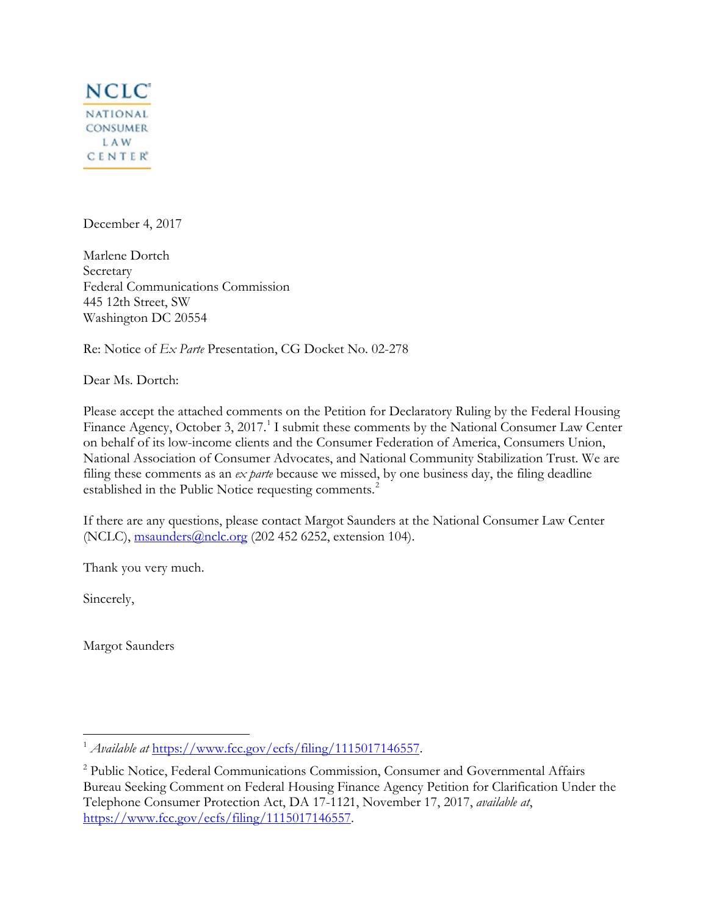**NCLC**
NATIONAL CONSUMER LAW CENTER

December 4, 2017

Marlene Dortch
Secretary
Federal Communications Commission
445 12th Street, SW
Washington DC 20554

Re: Notice of *Ex Parte* Presentation, CG Docket No. 02-278

Dear Ms. Dortch:

Please accept the attached comments on the Petition for Declaratory Ruling by the Federal Housing Finance Agency, October 3, 2017.[1] I submit these comments by the National Consumer Law Center on behalf of its low-income clients and the Consumer Federation of America, Consumers Union, National Association of Consumer Advocates, and National Community Stabilization Trust. We are filing these comments as an *ex parte* because we missed, by one business day, the filing deadline established in the Public Notice requesting comments.[2]

If there are any questions, please contact Margot Saunders at the National Consumer Law Center (NCLC), msaunders@nclc.org (202 452 6252, extension 104).

Thank you very much.

Sincerely,

Margot Saunders

---

[1] *Available at* https://www.fcc.gov/ecfs/filing/1115017146557.

[2] Public Notice, Federal Communications Commission, Consumer and Governmental Affairs Bureau Seeking Comment on Federal Housing Finance Agency Petition for Clarification Under the Telephone Consumer Protection Act, DA 17-1121, November 17, 2017, *available at*, https://www.fcc.gov/ecfs/filing/1115017146557.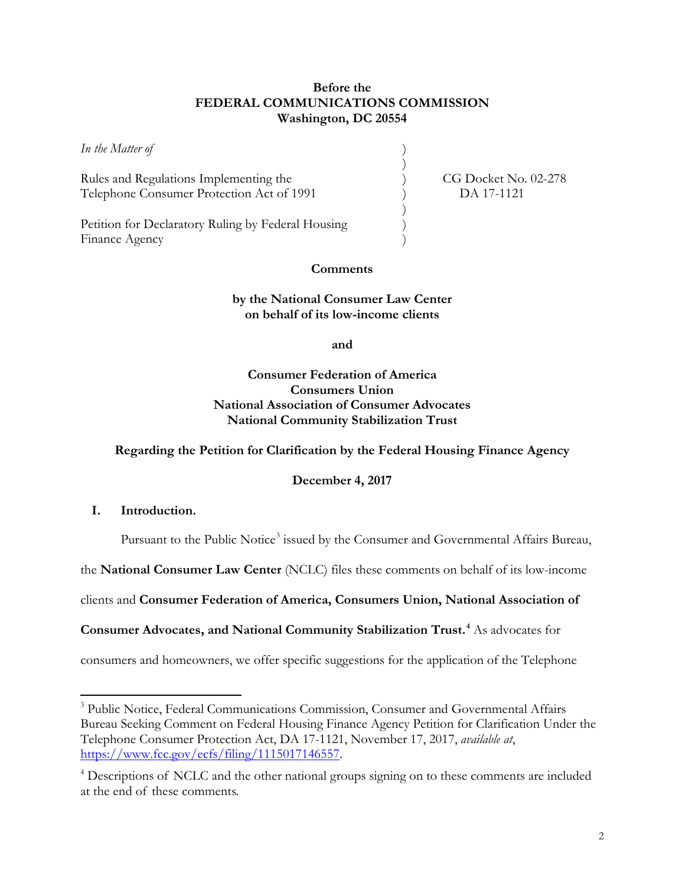**Before the**
**FEDERAL COMMUNICATIONS COMMISSION**
**Washington, DC 20554**

| | | |
|---|---|---|
| *In the Matter of* | ) | |
| | ) | |
| Rules and Regulations Implementing the Telephone Consumer Protection Act of 1991 | ) | CG Docket No. 02-278 DA 17-1121 |
| | ) | |
| Petition for Declaratory Ruling by Federal Housing Finance Agency | ) | |

**Comments**

**by the National Consumer Law Center on behalf of its low-income clients**

**and**

**Consumer Federation of America**
**Consumers Union**
**National Association of Consumer Advocates**
**National Community Stabilization Trust**

**Regarding the Petition for Clarification by the Federal Housing Finance Agency**

**December 4, 2017**

## I. Introduction.

Pursuant to the Public Notice[3] issued by the Consumer and Governmental Affairs Bureau, the **National Consumer Law Center** (NCLC) files these comments on behalf of its low-income clients and **Consumer Federation of America, Consumers Union, National Association of Consumer Advocates, and National Community Stabilization Trust.**[4] As advocates for consumers and homeowners, we offer specific suggestions for the application of the Telephone

---

[3] Public Notice, Federal Communications Commission, Consumer and Governmental Affairs Bureau Seeking Comment on Federal Housing Finance Agency Petition for Clarification Under the Telephone Consumer Protection Act, DA 17-1121, November 17, 2017, *available at*, https://www.fcc.gov/ecfs/filing/1115017146557.

[4] Descriptions of NCLC and the other national groups signing on to these comments are included at the end of these comments.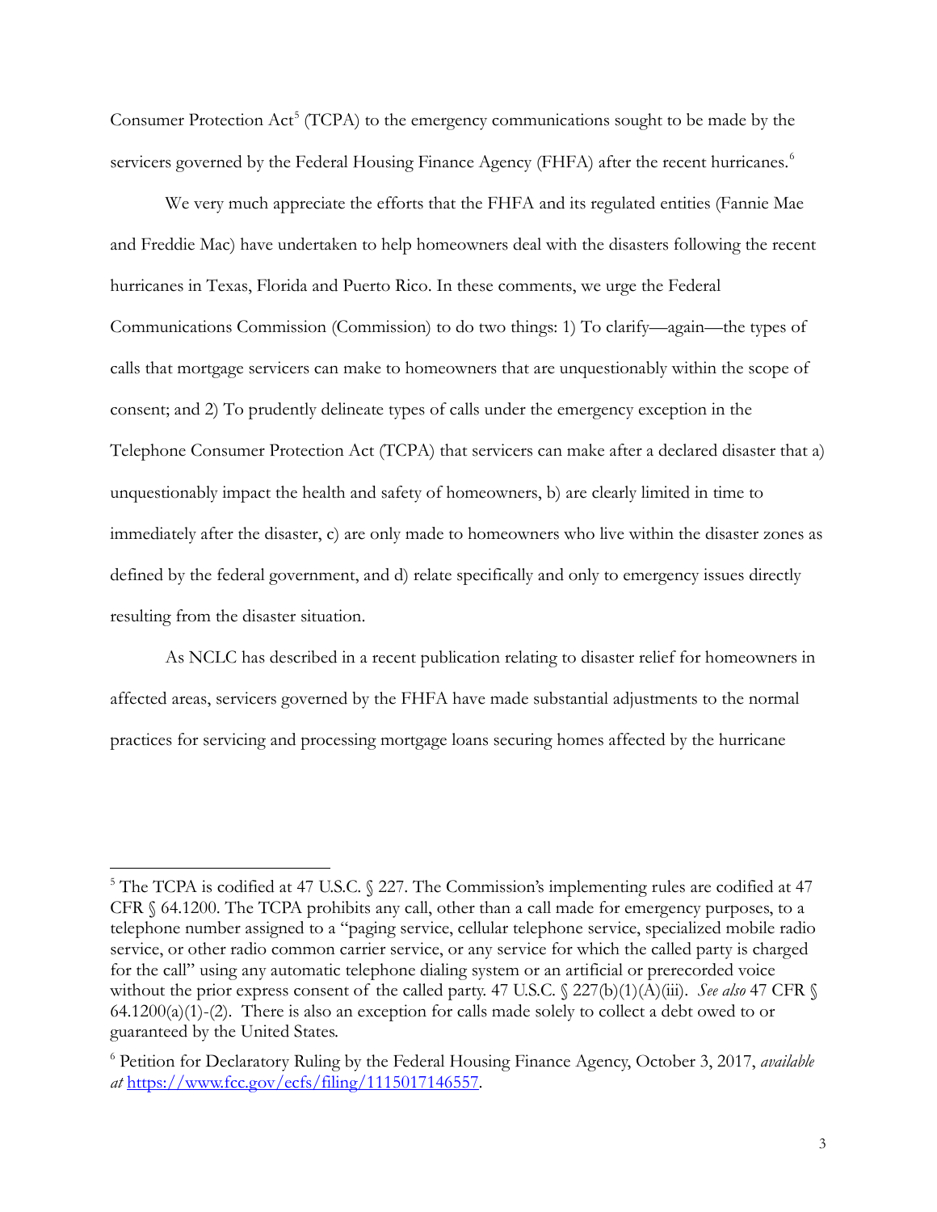Consumer Protection Act[5] (TCPA) to the emergency communications sought to be made by the servicers governed by the Federal Housing Finance Agency (FHFA) after the recent hurricanes.[6]

We very much appreciate the efforts that the FHFA and its regulated entities (Fannie Mae and Freddie Mac) have undertaken to help homeowners deal with the disasters following the recent hurricanes in Texas, Florida and Puerto Rico. In these comments, we urge the Federal Communications Commission (Commission) to do two things: 1) To clarify—again—the types of calls that mortgage servicers can make to homeowners that are unquestionably within the scope of consent; and 2) To prudently delineate types of calls under the emergency exception in the Telephone Consumer Protection Act (TCPA) that servicers can make after a declared disaster that a) unquestionably impact the health and safety of homeowners, b) are clearly limited in time to immediately after the disaster, c) are only made to homeowners who live within the disaster zones as defined by the federal government, and d) relate specifically and only to emergency issues directly resulting from the disaster situation.

As NCLC has described in a recent publication relating to disaster relief for homeowners in affected areas, servicers governed by the FHFA have made substantial adjustments to the normal practices for servicing and processing mortgage loans securing homes affected by the hurricane

---

[5] The TCPA is codified at 47 U.S.C. § 227. The Commission's implementing rules are codified at 47 CFR § 64.1200. The TCPA prohibits any call, other than a call made for emergency purposes, to a telephone number assigned to a "paging service, cellular telephone service, specialized mobile radio service, or other radio common carrier service, or any service for which the called party is charged for the call" using any automatic telephone dialing system or an artificial or prerecorded voice without the prior express consent of the called party. 47 U.S.C. § 227(b)(1)(A)(iii). *See also* 47 CFR § 64.1200(a)(1)-(2). There is also an exception for calls made solely to collect a debt owed to or guaranteed by the United States.

[6] Petition for Declaratory Ruling by the Federal Housing Finance Agency, October 3, 2017, *available at* https://www.fcc.gov/ecfs/filing/1115017146557.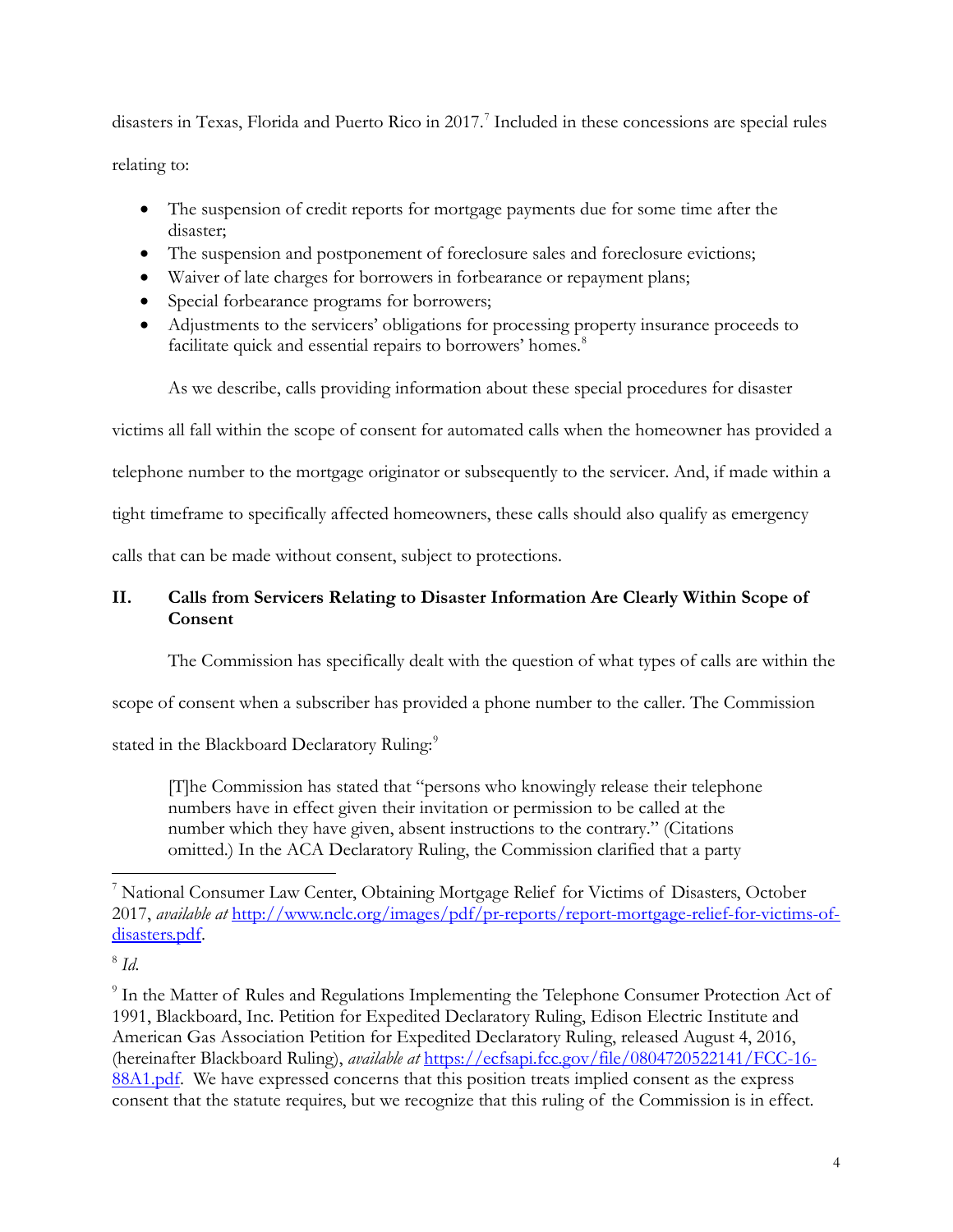disasters in Texas, Florida and Puerto Rico in 2017.[7] Included in these concessions are special rules relating to:

- The suspension of credit reports for mortgage payments due for some time after the disaster;
- The suspension and postponement of foreclosure sales and foreclosure evictions;
- Waiver of late charges for borrowers in forbearance or repayment plans;
- Special forbearance programs for borrowers;
- Adjustments to the servicers' obligations for processing property insurance proceeds to facilitate quick and essential repairs to borrowers' homes.[8]

As we describe, calls providing information about these special procedures for disaster victims all fall within the scope of consent for automated calls when the homeowner has provided a telephone number to the mortgage originator or subsequently to the servicer. And, if made within a tight timeframe to specifically affected homeowners, these calls should also qualify as emergency calls that can be made without consent, subject to protections.

## II. Calls from Servicers Relating to Disaster Information Are Clearly Within Scope of Consent

The Commission has specifically dealt with the question of what types of calls are within the scope of consent when a subscriber has provided a phone number to the caller. The Commission stated in the Blackboard Declaratory Ruling:[9]

> [T]he Commission has stated that "persons who knowingly release their telephone numbers have in effect given their invitation or permission to be called at the number which they have given, absent instructions to the contrary." (Citations omitted.) In the ACA Declaratory Ruling, the Commission clarified that a party

---

[7] National Consumer Law Center, Obtaining Mortgage Relief for Victims of Disasters, October 2017, *available at* [http://www.nclc.org/images/pdf/pr-reports/report-mortgage-relief-for-victims-of-disasters.pdf](http://www.nclc.org/images/pdf/pr-reports/report-mortgage-relief-for-victims-of-disasters.pdf).

[8] *Id.*

[9] In the Matter of Rules and Regulations Implementing the Telephone Consumer Protection Act of 1991, Blackboard, Inc. Petition for Expedited Declaratory Ruling, Edison Electric Institute and American Gas Association Petition for Expedited Declaratory Ruling, released August 4, 2016, (hereinafter Blackboard Ruling), *available at* [https://ecfsapi.fcc.gov/file/0804720522141/FCC-16-88A1.pdf](https://ecfsapi.fcc.gov/file/0804720522141/FCC-16-88A1.pdf). We have expressed concerns that this position treats implied consent as the express consent that the statute requires, but we recognize that this ruling of the Commission is in effect.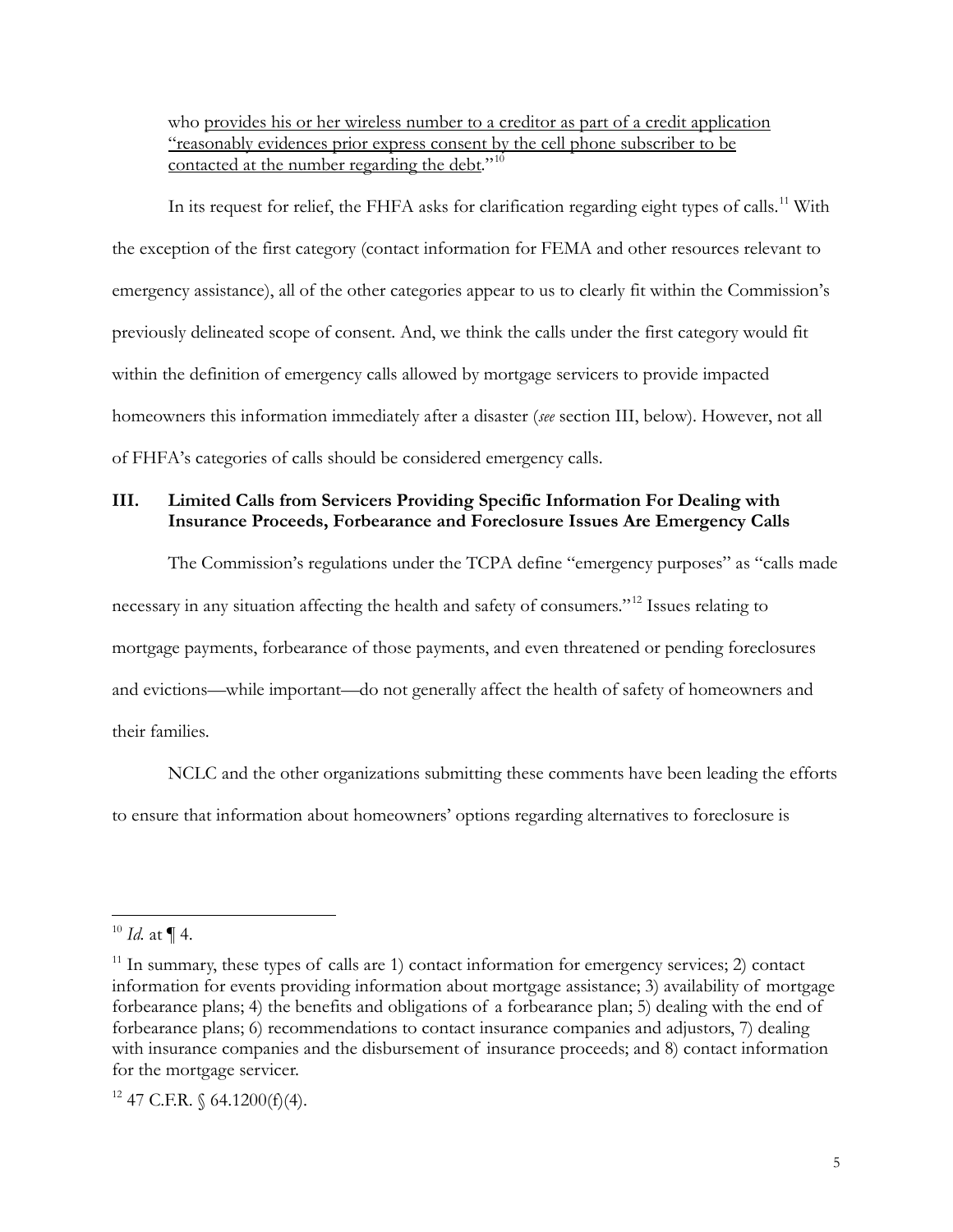who <u>provides his or her wireless number to a creditor as part of a credit application "reasonably evidences prior express consent by the cell phone subscriber to be contacted at the number regarding the debt</u>."[10]

In its request for relief, the FHFA asks for clarification regarding eight types of calls.[11] With the exception of the first category (contact information for FEMA and other resources relevant to emergency assistance), all of the other categories appear to us to clearly fit within the Commission's previously delineated scope of consent. And, we think the calls under the first category would fit within the definition of emergency calls allowed by mortgage servicers to provide impacted homeowners this information immediately after a disaster (*see* section III, below). However, not all of FHFA's categories of calls should be considered emergency calls.

## III. Limited Calls from Servicers Providing Specific Information For Dealing with Insurance Proceeds, Forbearance and Foreclosure Issues Are Emergency Calls

The Commission's regulations under the TCPA define "emergency purposes" as "calls made necessary in any situation affecting the health and safety of consumers."[12] Issues relating to mortgage payments, forbearance of those payments, and even threatened or pending foreclosures and evictions—while important—do not generally affect the health of safety of homeowners and their families.

NCLC and the other organizations submitting these comments have been leading the efforts to ensure that information about homeowners' options regarding alternatives to foreclosure is

---

[10] *Id.* at ¶ 4.

[11] In summary, these types of calls are 1) contact information for emergency services; 2) contact information for events providing information about mortgage assistance; 3) availability of mortgage forbearance plans; 4) the benefits and obligations of a forbearance plan; 5) dealing with the end of forbearance plans; 6) recommendations to contact insurance companies and adjustors, 7) dealing with insurance companies and the disbursement of insurance proceeds; and 8) contact information for the mortgage servicer.

[12] 47 C.F.R. § 64.1200(f)(4).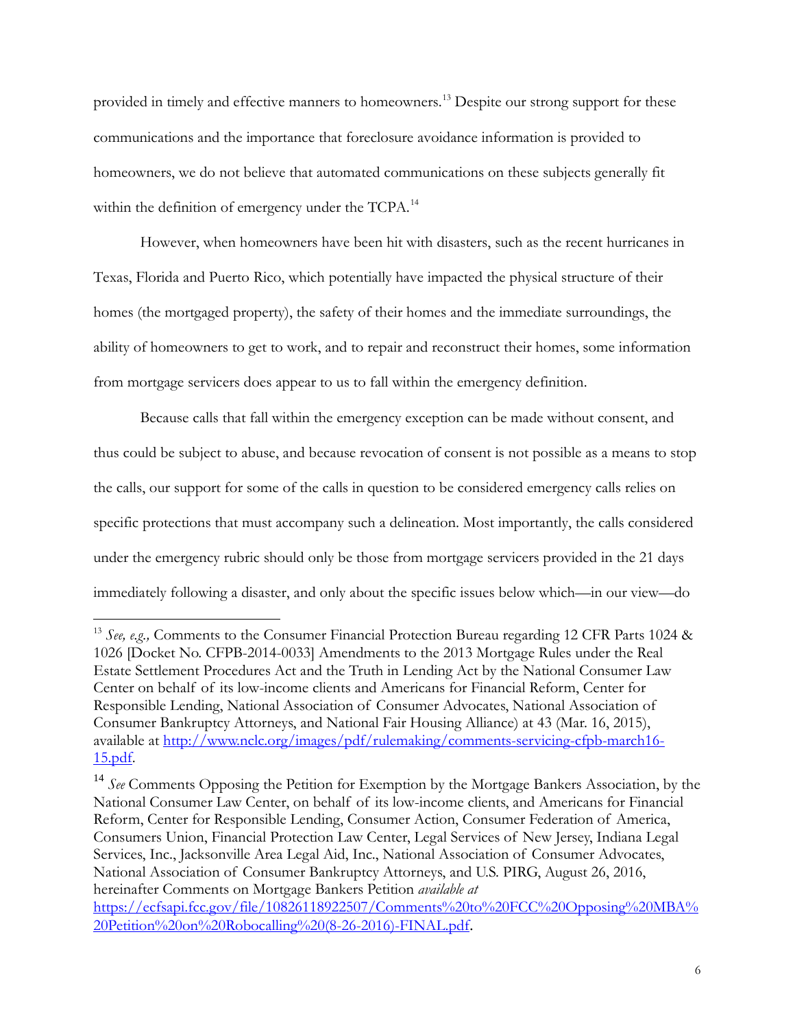provided in timely and effective manners to homeowners.[13] Despite our strong support for these communications and the importance that foreclosure avoidance information is provided to homeowners, we do not believe that automated communications on these subjects generally fit within the definition of emergency under the TCPA.[14]

However, when homeowners have been hit with disasters, such as the recent hurricanes in Texas, Florida and Puerto Rico, which potentially have impacted the physical structure of their homes (the mortgaged property), the safety of their homes and the immediate surroundings, the ability of homeowners to get to work, and to repair and reconstruct their homes, some information from mortgage servicers does appear to us to fall within the emergency definition.

Because calls that fall within the emergency exception can be made without consent, and thus could be subject to abuse, and because revocation of consent is not possible as a means to stop the calls, our support for some of the calls in question to be considered emergency calls relies on specific protections that must accompany such a delineation. Most importantly, the calls considered under the emergency rubric should only be those from mortgage servicers provided in the 21 days immediately following a disaster, and only about the specific issues below which—in our view—do

---

[13] *See, e.g.,* Comments to the Consumer Financial Protection Bureau regarding 12 CFR Parts 1024 & 1026 [Docket No. CFPB-2014-0033] Amendments to the 2013 Mortgage Rules under the Real Estate Settlement Procedures Act and the Truth in Lending Act by the National Consumer Law Center on behalf of its low-income clients and Americans for Financial Reform, Center for Responsible Lending, National Association of Consumer Advocates, National Association of Consumer Bankruptcy Attorneys, and National Fair Housing Alliance) at 43 (Mar. 16, 2015), available at [http://www.nclc.org/images/pdf/rulemaking/comments-servicing-cfpb-march16-15.pdf](http://www.nclc.org/images/pdf/rulemaking/comments-servicing-cfpb-march16-15.pdf).

[14] *See* Comments Opposing the Petition for Exemption by the Mortgage Bankers Association, by the National Consumer Law Center, on behalf of its low-income clients, and Americans for Financial Reform, Center for Responsible Lending, Consumer Action, Consumer Federation of America, Consumers Union, Financial Protection Law Center, Legal Services of New Jersey, Indiana Legal Services, Inc., Jacksonville Area Legal Aid, Inc., National Association of Consumer Advocates, National Association of Consumer Bankruptcy Attorneys, and U.S. PIRG, August 26, 2016, hereinafter Comments on Mortgage Bankers Petition *available at* [https://ecfsapi.fcc.gov/file/10826118922507/Comments%20to%20FCC%20Opposing%20MBA%20Petition%20on%20Robocalling%20(8-26-2016)-FINAL.pdf](https://ecfsapi.fcc.gov/file/10826118922507/Comments%20to%20FCC%20Opposing%20MBA%20Petition%20on%20Robocalling%20(8-26-2016)-FINAL.pdf).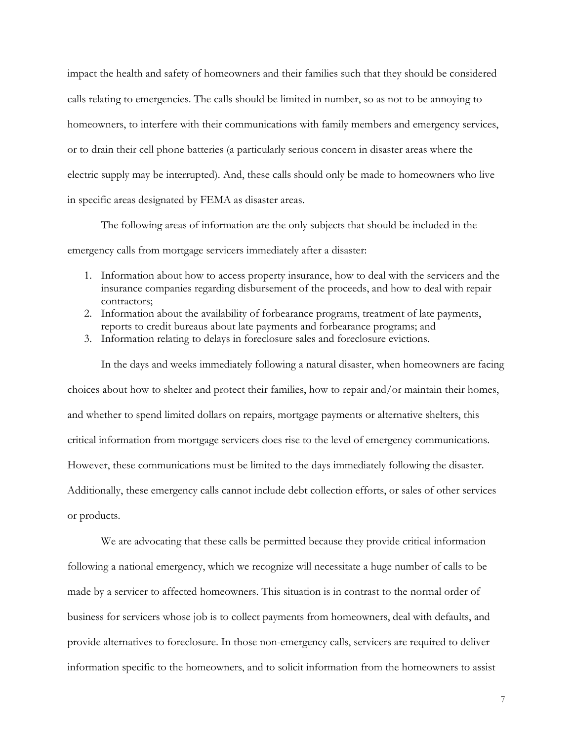impact the health and safety of homeowners and their families such that they should be considered calls relating to emergencies. The calls should be limited in number, so as not to be annoying to homeowners, to interfere with their communications with family members and emergency services, or to drain their cell phone batteries (a particularly serious concern in disaster areas where the electric supply may be interrupted). And, these calls should only be made to homeowners who live in specific areas designated by FEMA as disaster areas.

The following areas of information are the only subjects that should be included in the emergency calls from mortgage servicers immediately after a disaster:

1. Information about how to access property insurance, how to deal with the servicers and the insurance companies regarding disbursement of the proceeds, and how to deal with repair contractors;
2. Information about the availability of forbearance programs, treatment of late payments, reports to credit bureaus about late payments and forbearance programs; and
3. Information relating to delays in foreclosure sales and foreclosure evictions.

In the days and weeks immediately following a natural disaster, when homeowners are facing choices about how to shelter and protect their families, how to repair and/or maintain their homes, and whether to spend limited dollars on repairs, mortgage payments or alternative shelters, this critical information from mortgage servicers does rise to the level of emergency communications. However, these communications must be limited to the days immediately following the disaster. Additionally, these emergency calls cannot include debt collection efforts, or sales of other services or products.

We are advocating that these calls be permitted because they provide critical information following a national emergency, which we recognize will necessitate a huge number of calls to be made by a servicer to affected homeowners. This situation is in contrast to the normal order of business for servicers whose job is to collect payments from homeowners, deal with defaults, and provide alternatives to foreclosure. In those non-emergency calls, servicers are required to deliver information specific to the homeowners, and to solicit information from the homeowners to assist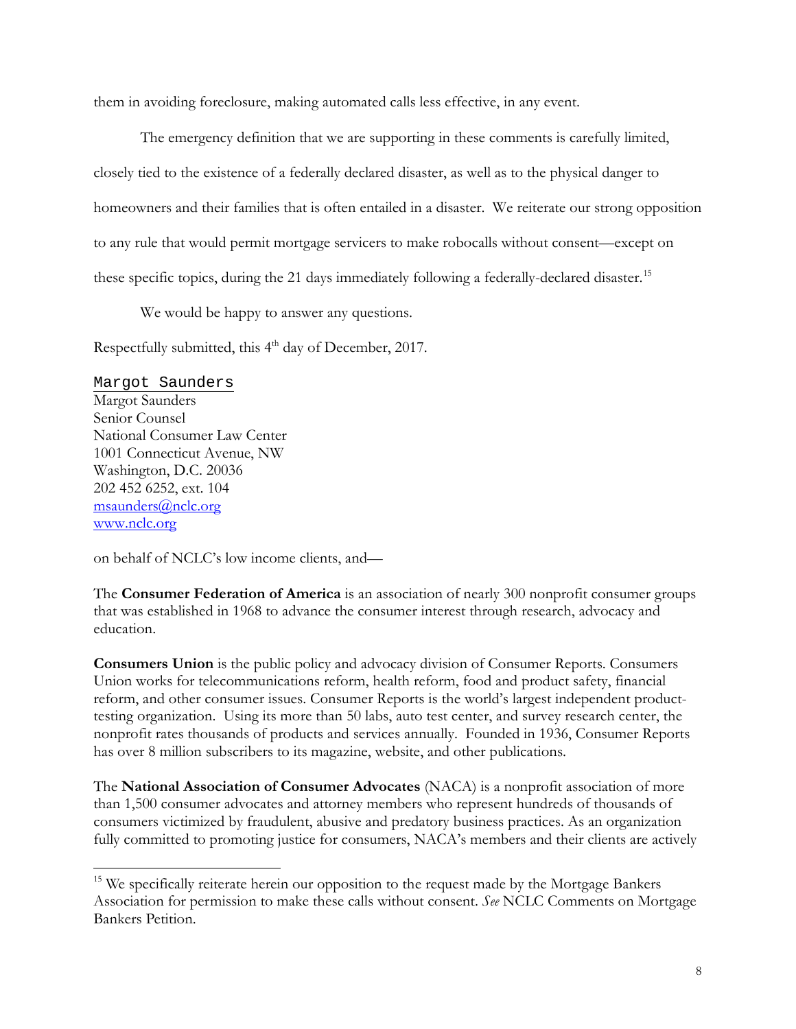them in avoiding foreclosure, making automated calls less effective, in any event.

The emergency definition that we are supporting in these comments is carefully limited, closely tied to the existence of a federally declared disaster, as well as to the physical danger to homeowners and their families that is often entailed in a disaster. We reiterate our strong opposition to any rule that would permit mortgage servicers to make robocalls without consent—except on these specific topics, during the 21 days immediately following a federally-declared disaster.[15]

We would be happy to answer any questions.

Respectfully submitted, this 4th day of December, 2017.

Margot Saunders
Margot Saunders
Senior Counsel
National Consumer Law Center
1001 Connecticut Avenue, NW
Washington, D.C. 20036
202 452 6252, ext. 104
msaunders@nclc.org
www.nclc.org

on behalf of NCLC's low income clients, and—

The **Consumer Federation of America** is an association of nearly 300 nonprofit consumer groups that was established in 1968 to advance the consumer interest through research, advocacy and education.

**Consumers Union** is the public policy and advocacy division of Consumer Reports. Consumers Union works for telecommunications reform, health reform, food and product safety, financial reform, and other consumer issues. Consumer Reports is the world's largest independent product-testing organization. Using its more than 50 labs, auto test center, and survey research center, the nonprofit rates thousands of products and services annually. Founded in 1936, Consumer Reports has over 8 million subscribers to its magazine, website, and other publications.

The **National Association of Consumer Advocates** (NACA) is a nonprofit association of more than 1,500 consumer advocates and attorney members who represent hundreds of thousands of consumers victimized by fraudulent, abusive and predatory business practices. As an organization fully committed to promoting justice for consumers, NACA's members and their clients are actively

---

[15] We specifically reiterate herein our opposition to the request made by the Mortgage Bankers Association for permission to make these calls without consent. *See* NCLC Comments on Mortgage Bankers Petition.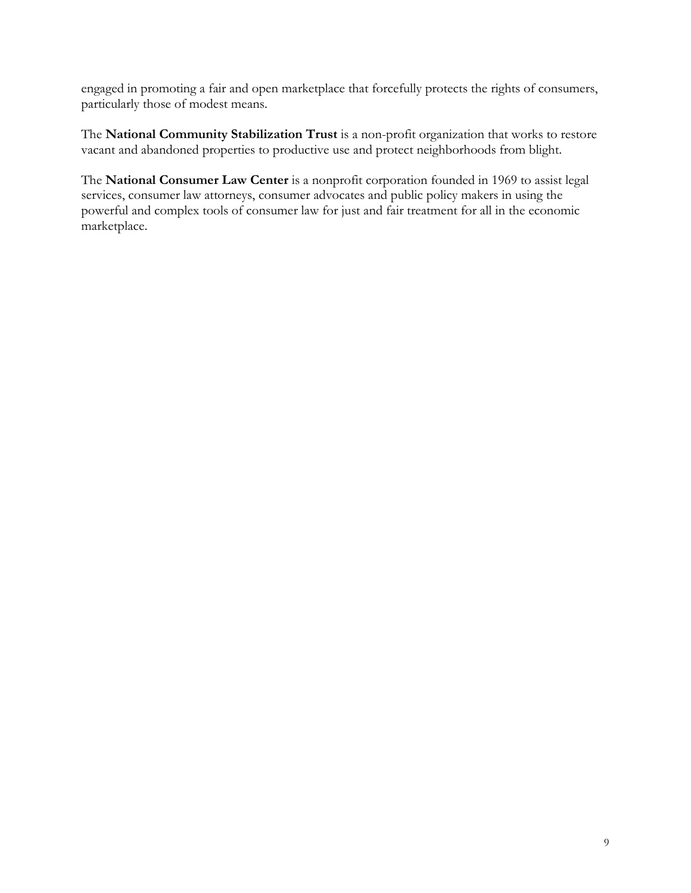engaged in promoting a fair and open marketplace that forcefully protects the rights of consumers, particularly those of modest means.

The **National Community Stabilization Trust** is a non-profit organization that works to restore vacant and abandoned properties to productive use and protect neighborhoods from blight.

The **National Consumer Law Center** is a nonprofit corporation founded in 1969 to assist legal services, consumer law attorneys, consumer advocates and public policy makers in using the powerful and complex tools of consumer law for just and fair treatment for all in the economic marketplace.